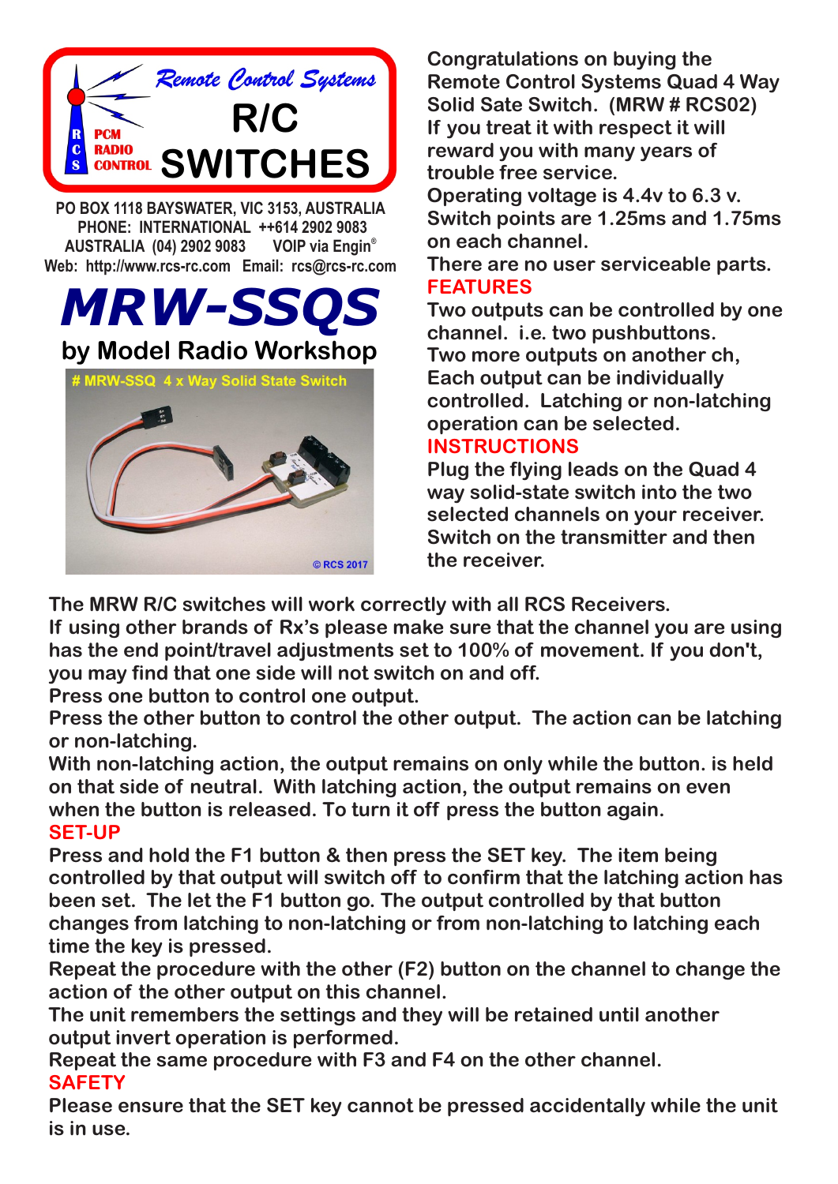Remote Control Systems

R/C SWITCHES

RCS PCM RADIO CONTROL

PO BOX 1118 BAYSWATER, VIC 3153, AUSTRALIA
PHONE: INTERNATIONAL ++614 2902 9083
AUSTRALIA (04) 2902 9083 VOIP via Engin®
Web: http://www.rcs-rc.com Email: rcs@rcs-rc.com

# MRW-SSQS

## by Model Radio Workshop

# MRW-SSQ 4 x Way Solid State Switch

© RCS 2017

Congratulations on buying the Remote Control Systems Quad 4 Way Solid Sate Switch. (MRW # RCS02)
If you treat it with respect it will reward you with many years of trouble free service.
Operating voltage is 4.4v to 6.3 v.
Switch points are 1.25ms and 1.75ms on each channel.
There are no user serviceable parts.

## FEATURES

Two outputs can be controlled by one channel. i.e. two pushbuttons.
Two more outputs on another ch,
Each output can be individually controlled. Latching or non-latching operation can be selected.

## INSTRUCTIONS

Plug the flying leads on the Quad 4 way solid-state switch into the two selected channels on your receiver.
Switch on the transmitter and then the receiver.

The MRW R/C switches will work correctly with all RCS Receivers.
If using other brands of Rx's please make sure that the channel you are using has the end point/travel adjustments set to 100% of movement. If you don't, you may find that one side will not switch on and off.
Press one button to control one output.
Press the other button to control the other output. The action can be latching or non-latching.
With non-latching action, the output remains on only while the button. is held on that side of neutral. With latching action, the output remains on even when the button is released. To turn it off press the button again.

## SET-UP

Press and hold the F1 button & then press the SET key. The item being controlled by that output will switch off to confirm that the latching action has been set. The let the F1 button go. The output controlled by that button changes from latching to non-latching or from non-latching to latching each time the key is pressed.
Repeat the procedure with the other (F2) button on the channel to change the action of the other output on this channel.
The unit remembers the settings and they will be retained until another output invert operation is performed.
Repeat the same procedure with F3 and F4 on the other channel.

## SAFETY

Please ensure that the SET key cannot be pressed accidentally while the unit is in use.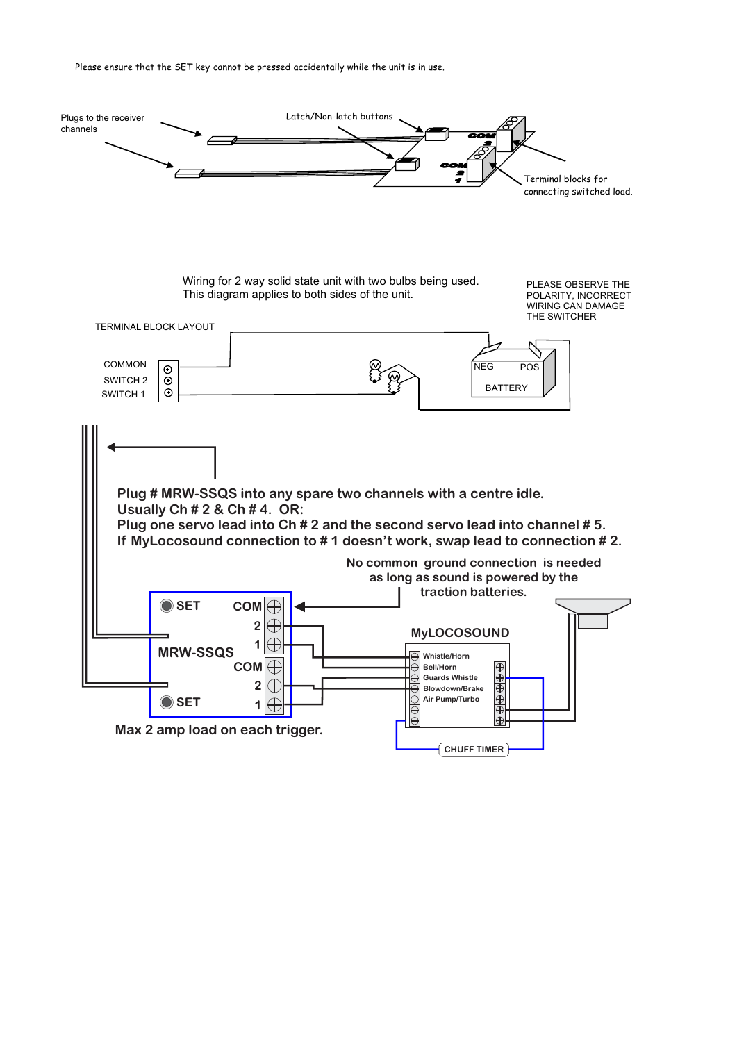Please ensure that the SET key cannot be pressed accidentally while the unit is in use.

Plugs to the receiver channels

Latch/Non-latch buttons

COM
2
1

Terminal blocks for connecting switched load.

Wiring for 2 way solid state unit with two bulbs being used.
This diagram applies to both sides of the unit.

PLEASE OBSERVE THE POLARITY, INCORRECT WIRING CAN DAMAGE THE SWITCHER

TERMINAL BLOCK LAYOUT

COMMON
SWITCH 2
SWITCH 1

NEG
POS
BATTERY

**Plug # MRW-SSQS into any spare two channels with a centre idle.**
**Usually Ch # 2 & Ch # 4. OR:**
**Plug one servo lead into Ch # 2 and the second servo lead into channel # 5.**
**If MyLocosound connection to # 1 doesn't work, swap lead to connection # 2.**

**No common ground connection is needed as long as sound is powered by the traction batteries.**

SET
COM
2
1
MRW-SSQS
COM
2
SET
1

**MyLOCOSOUND**

Whistle/Horn
Bell/Horn
Guards Whistle
Blowdown/Brake
Air Pump/Turbo

CHUFF TIMER

**Max 2 amp load on each trigger.**